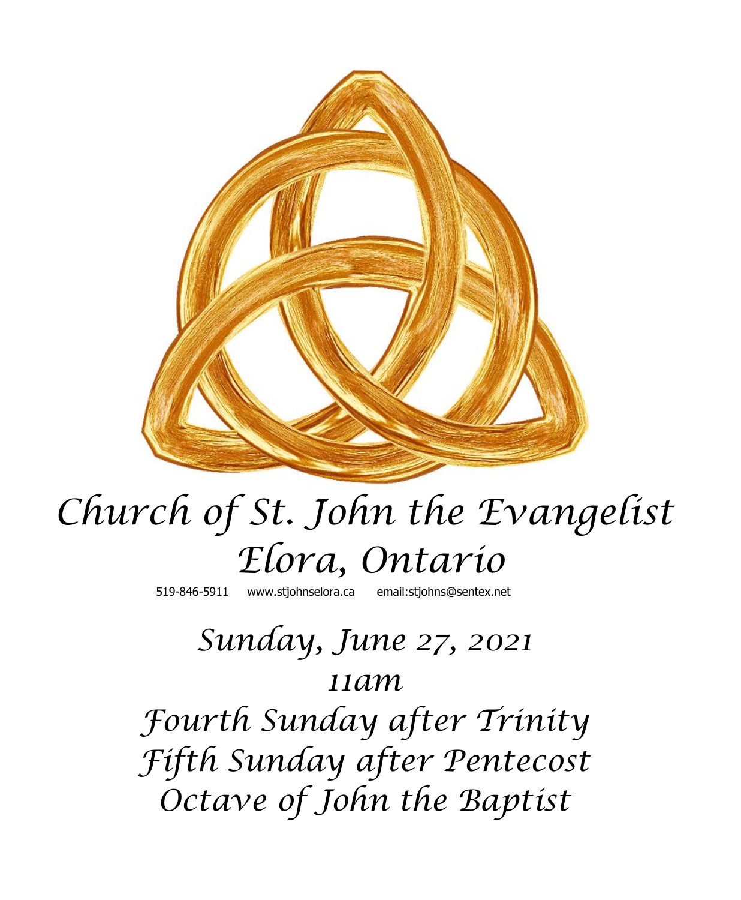# Church of St. John the Evangelist
# Elora, Ontario

519-846-5911 www.stjohnselora.ca email:stjohns@sentex.net

## Sunday, June 27, 2021
## 11am
## Fourth Sunday after Trinity
## Fifth Sunday after Pentecost
## Octave of John the Baptist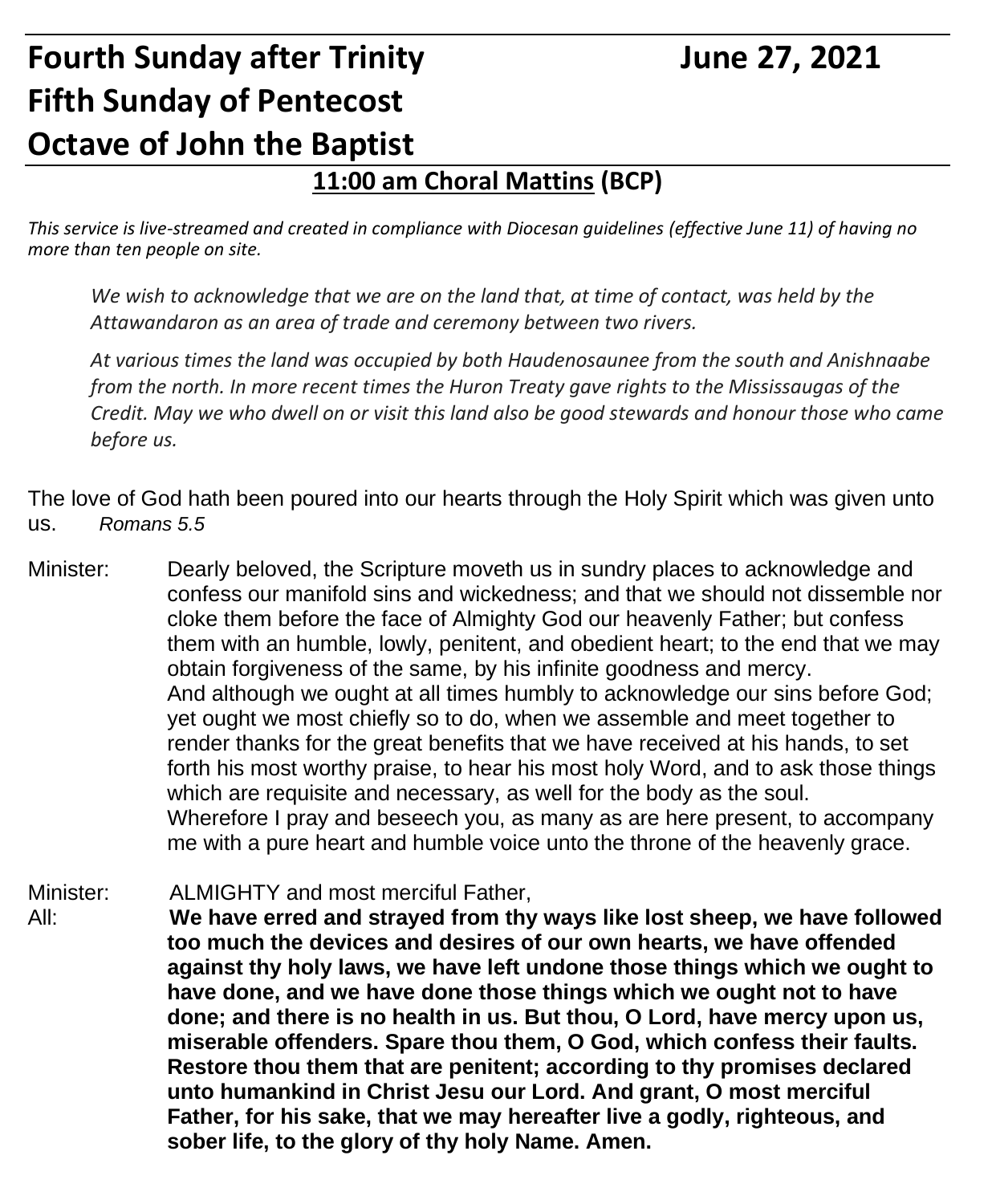# Fourth Sunday after Trinity June 27, 2021
# Fifth Sunday of Pentecost
# Octave of John the Baptist

## 11:00 am Choral Mattins (BCP)

*This service is live-streamed and created in compliance with Diocesan guidelines (effective June 11) of having no more than ten people on site.*

*We wish to acknowledge that we are on the land that, at time of contact, was held by the Attawandaron as an area of trade and ceremony between two rivers.*

*At various times the land was occupied by both Haudenosaunee from the south and Anishnaabe from the north. In more recent times the Huron Treaty gave rights to the Mississaugas of the Credit. May we who dwell on or visit this land also be good stewards and honour those who came before us.*

The love of God hath been poured into our hearts through the Holy Spirit which was given unto us. *Romans 5.5*

Minister: Dearly beloved, the Scripture moveth us in sundry places to acknowledge and confess our manifold sins and wickedness; and that we should not dissemble nor cloke them before the face of Almighty God our heavenly Father; but confess them with an humble, lowly, penitent, and obedient heart; to the end that we may obtain forgiveness of the same, by his infinite goodness and mercy.
And although we ought at all times humbly to acknowledge our sins before God; yet ought we most chiefly so to do, when we assemble and meet together to render thanks for the great benefits that we have received at his hands, to set forth his most worthy praise, to hear his most holy Word, and to ask those things which are requisite and necessary, as well for the body as the soul.
Wherefore I pray and beseech you, as many as are here present, to accompany me with a pure heart and humble voice unto the throne of the heavenly grace.

Minister: ALMIGHTY and most merciful Father,
All: **We have erred and strayed from thy ways like lost sheep, we have followed too much the devices and desires of our own hearts, we have offended against thy holy laws, we have left undone those things which we ought to have done, and we have done those things which we ought not to have done; and there is no health in us. But thou, O Lord, have mercy upon us, miserable offenders. Spare thou them, O God, which confess their faults. Restore thou them that are penitent; according to thy promises declared unto humankind in Christ Jesu our Lord. And grant, O most merciful Father, for his sake, that we may hereafter live a godly, righteous, and sober life, to the glory of thy holy Name. Amen.**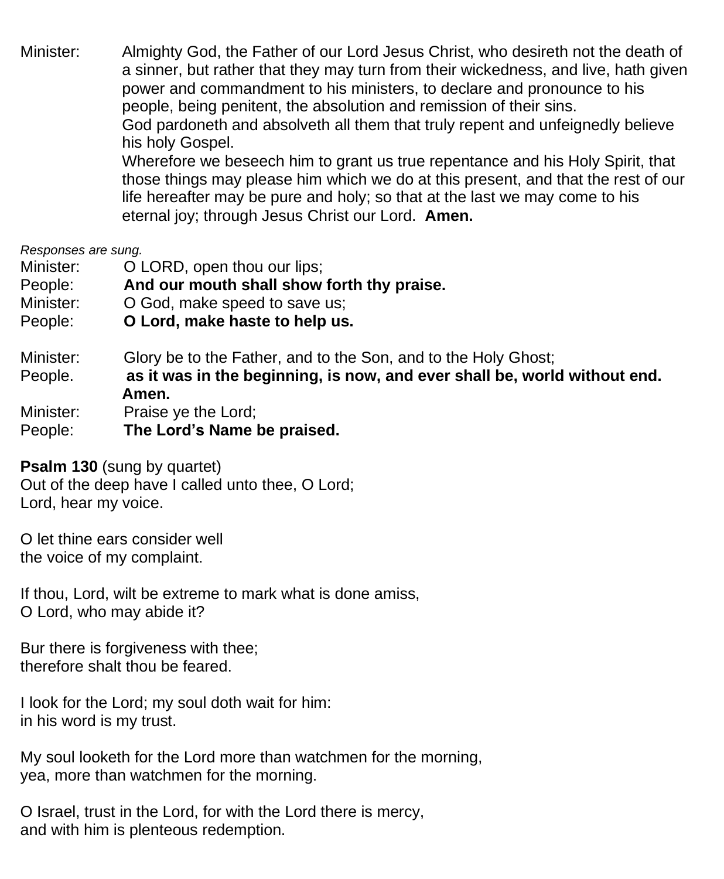Minister: Almighty God, the Father of our Lord Jesus Christ, who desireth not the death of a sinner, but rather that they may turn from their wickedness, and live, hath given power and commandment to his ministers, to declare and pronounce to his people, being penitent, the absolution and remission of their sins.
God pardoneth and absolveth all them that truly repent and unfeignedly believe his holy Gospel.
Wherefore we beseech him to grant us true repentance and his Holy Spirit, that those things may please him which we do at this present, and that the rest of our life hereafter may be pure and holy; so that at the last we may come to his eternal joy; through Jesus Christ our Lord. **Amen.**

*Responses are sung.*

Minister: O LORD, open thou our lips;
People: **And our mouth shall show forth thy praise.**
Minister: O God, make speed to save us;
People: **O Lord, make haste to help us.**

Minister: Glory be to the Father, and to the Son, and to the Holy Ghost;
People. **as it was in the beginning, is now, and ever shall be, world without end. Amen.**
Minister: Praise ye the Lord;
People: **The Lord's Name be praised.**

**Psalm 130** (sung by quartet)
Out of the deep have I called unto thee, O Lord;
Lord, hear my voice.

O let thine ears consider well
the voice of my complaint.

If thou, Lord, wilt be extreme to mark what is done amiss,
O Lord, who may abide it?

Bur there is forgiveness with thee;
therefore shalt thou be feared.

I look for the Lord; my soul doth wait for him:
in his word is my trust.

My soul looketh for the Lord more than watchmen for the morning,
yea, more than watchmen for the morning.

O Israel, trust in the Lord, for with the Lord there is mercy,
and with him is plenteous redemption.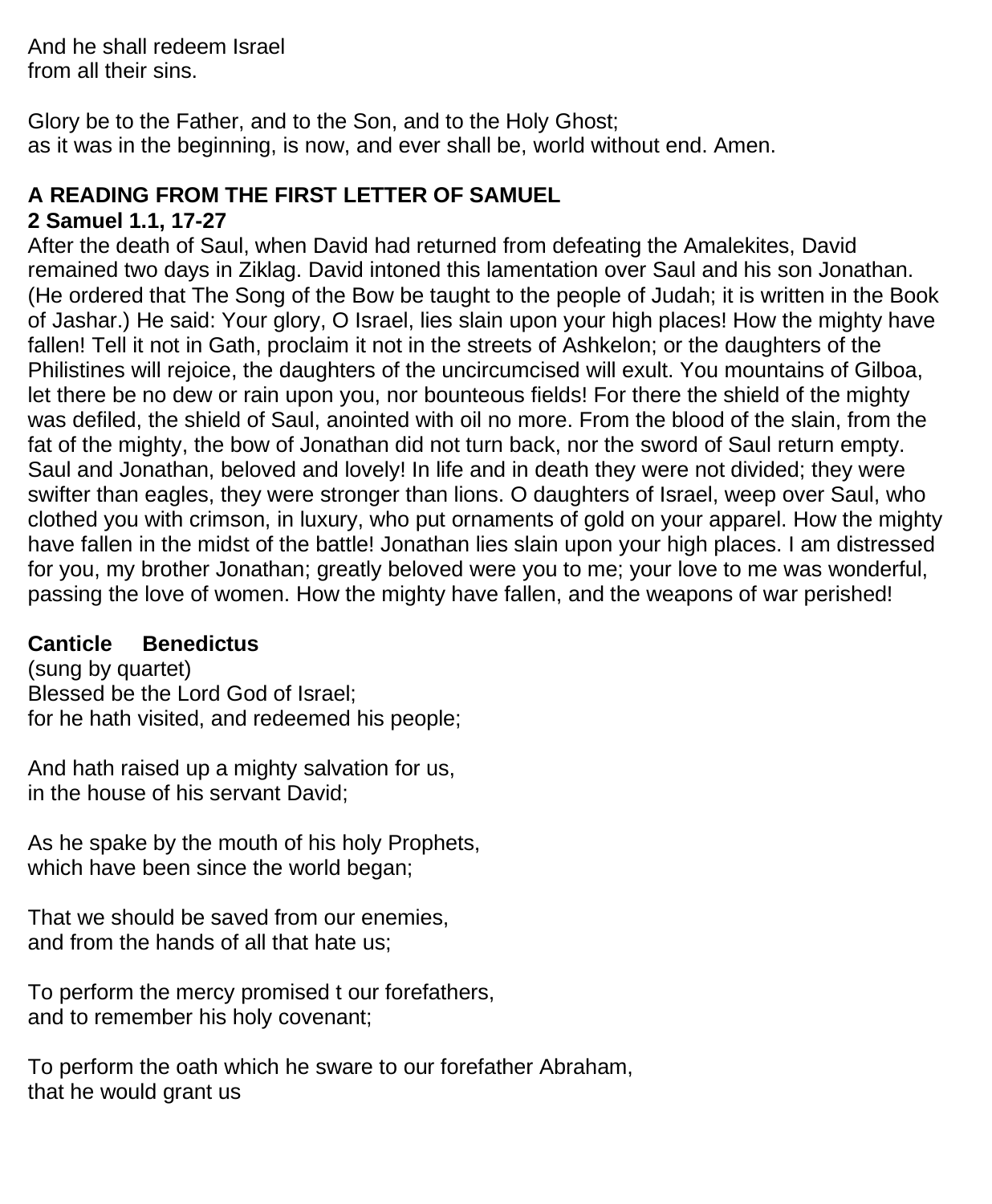And he shall redeem Israel
from all their sins.

Glory be to the Father, and to the Son, and to the Holy Ghost;
as it was in the beginning, is now, and ever shall be, world without end. Amen.

## A READING FROM THE FIRST LETTER OF SAMUEL

**2 Samuel 1.1, 17-27**

After the death of Saul, when David had returned from defeating the Amalekites, David remained two days in Ziklag. David intoned this lamentation over Saul and his son Jonathan. (He ordered that The Song of the Bow be taught to the people of Judah; it is written in the Book of Jashar.) He said: Your glory, O Israel, lies slain upon your high places! How the mighty have fallen! Tell it not in Gath, proclaim it not in the streets of Ashkelon; or the daughters of the Philistines will rejoice, the daughters of the uncircumcised will exult. You mountains of Gilboa, let there be no dew or rain upon you, nor bounteous fields! For there the shield of the mighty was defiled, the shield of Saul, anointed with oil no more. From the blood of the slain, from the fat of the mighty, the bow of Jonathan did not turn back, nor the sword of Saul return empty. Saul and Jonathan, beloved and lovely! In life and in death they were not divided; they were swifter than eagles, they were stronger than lions. O daughters of Israel, weep over Saul, who clothed you with crimson, in luxury, who put ornaments of gold on your apparel. How the mighty have fallen in the midst of the battle! Jonathan lies slain upon your high places. I am distressed for you, my brother Jonathan; greatly beloved were you to me; your love to me was wonderful, passing the love of women. How the mighty have fallen, and the weapons of war perished!

**Canticle Benedictus**

(sung by quartet)
Blessed be the Lord God of Israel;
for he hath visited, and redeemed his people;

And hath raised up a mighty salvation for us,
in the house of his servant David;

As he spake by the mouth of his holy Prophets,
which have been since the world began;

That we should be saved from our enemies,
and from the hands of all that hate us;

To perform the mercy promised t our forefathers,
and to remember his holy covenant;

To perform the oath which he sware to our forefather Abraham,
that he would grant us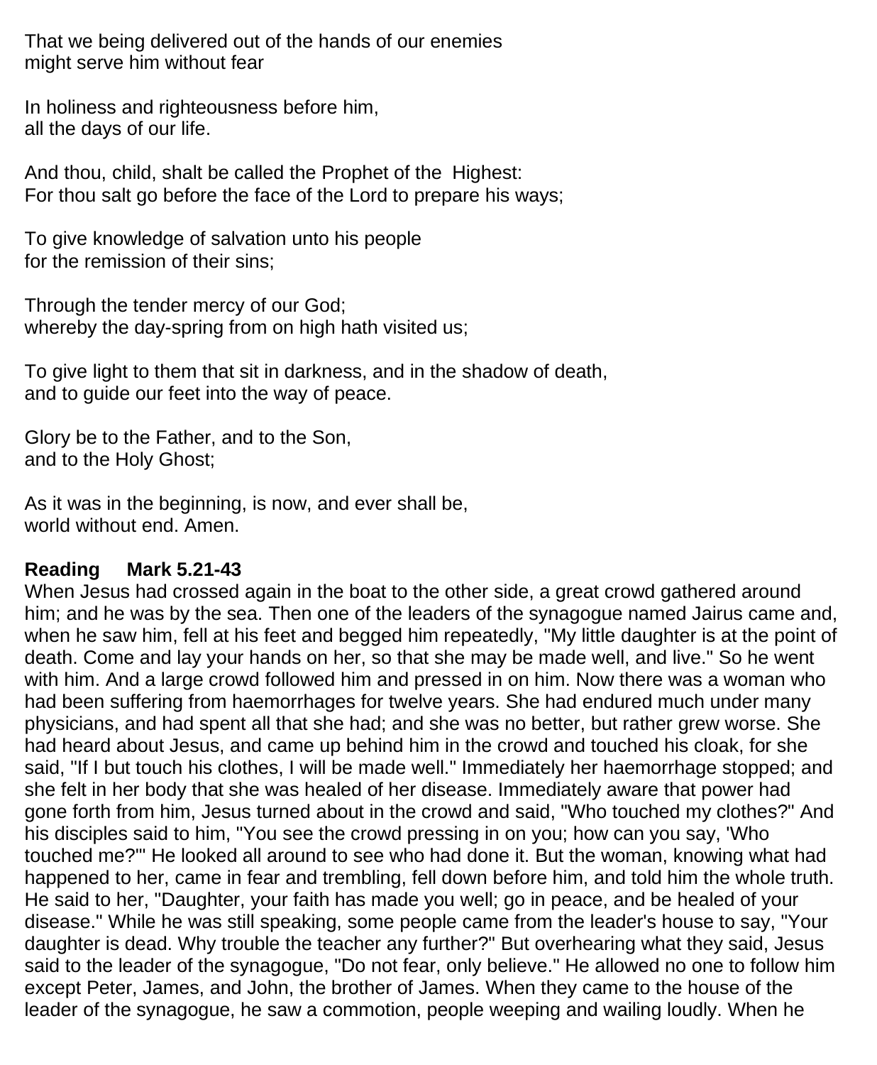That we being delivered out of the hands of our enemies
might serve him without fear

In holiness and righteousness before him,
all the days of our life.

And thou, child, shalt be called the Prophet of the Highest:
For thou salt go before the face of the Lord to prepare his ways;

To give knowledge of salvation unto his people
for the remission of their sins;

Through the tender mercy of our God;
whereby the day-spring from on high hath visited us;

To give light to them that sit in darkness, and in the shadow of death,
and to guide our feet into the way of peace.

Glory be to the Father, and to the Son,
and to the Holy Ghost;

As it was in the beginning, is now, and ever shall be,
world without end. Amen.

**Reading Mark 5.21-43**

When Jesus had crossed again in the boat to the other side, a great crowd gathered around him; and he was by the sea. Then one of the leaders of the synagogue named Jairus came and, when he saw him, fell at his feet and begged him repeatedly, "My little daughter is at the point of death. Come and lay your hands on her, so that she may be made well, and live." So he went with him. And a large crowd followed him and pressed in on him. Now there was a woman who had been suffering from haemorrhages for twelve years. She had endured much under many physicians, and had spent all that she had; and she was no better, but rather grew worse. She had heard about Jesus, and came up behind him in the crowd and touched his cloak, for she said, "If I but touch his clothes, I will be made well." Immediately her haemorrhage stopped; and she felt in her body that she was healed of her disease. Immediately aware that power had gone forth from him, Jesus turned about in the crowd and said, "Who touched my clothes?" And his disciples said to him, "You see the crowd pressing in on you; how can you say, 'Who touched me?'" He looked all around to see who had done it. But the woman, knowing what had happened to her, came in fear and trembling, fell down before him, and told him the whole truth. He said to her, "Daughter, your faith has made you well; go in peace, and be healed of your disease." While he was still speaking, some people came from the leader's house to say, "Your daughter is dead. Why trouble the teacher any further?" But overhearing what they said, Jesus said to the leader of the synagogue, "Do not fear, only believe." He allowed no one to follow him except Peter, James, and John, the brother of James. When they came to the house of the leader of the synagogue, he saw a commotion, people weeping and wailing loudly. When he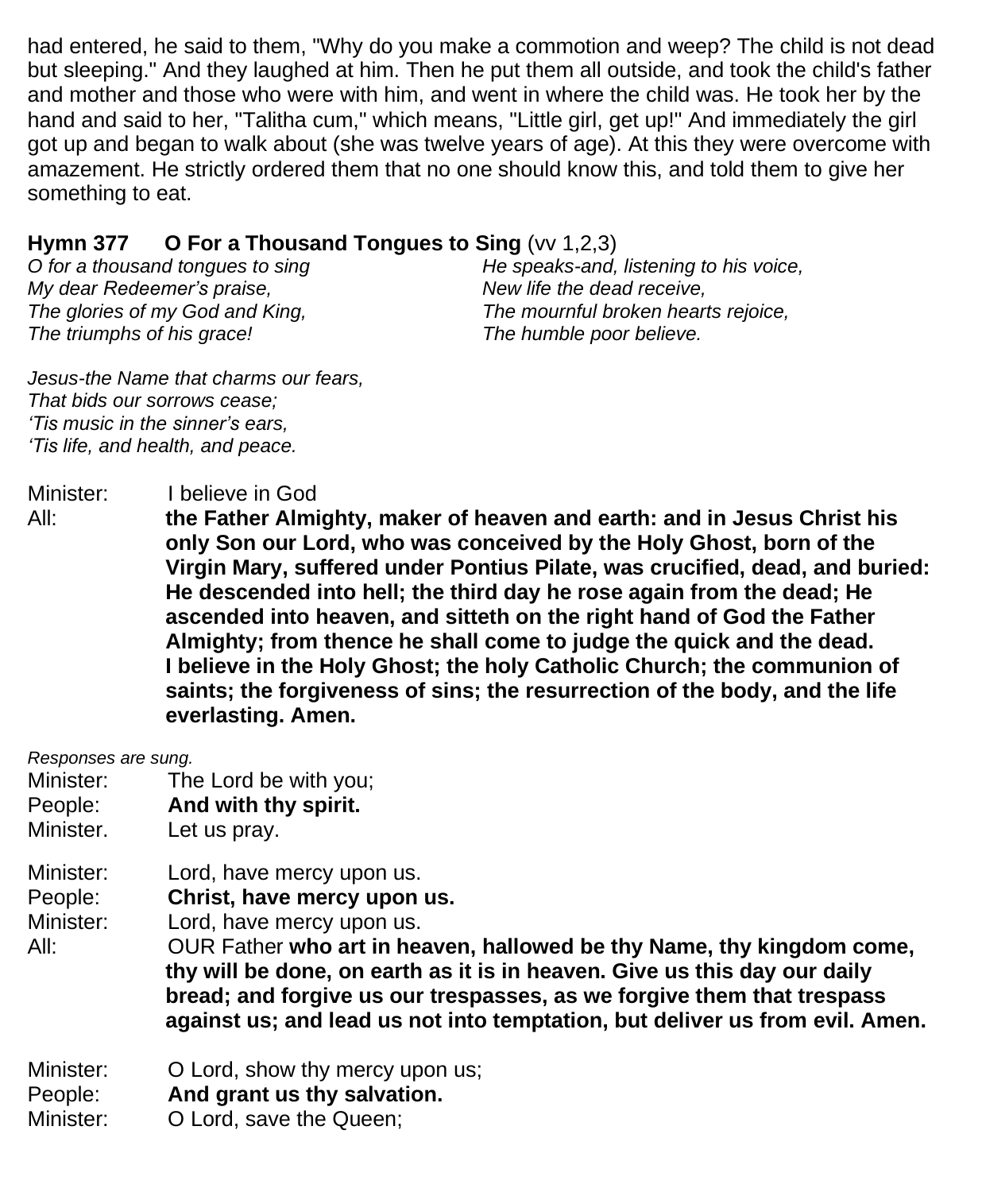had entered, he said to them, "Why do you make a commotion and weep? The child is not dead but sleeping." And they laughed at him. Then he put them all outside, and took the child's father and mother and those who were with him, and went in where the child was. He took her by the hand and said to her, "Talitha cum," which means, "Little girl, get up!" And immediately the girl got up and began to walk about (she was twelve years of age). At this they were overcome with amazement. He strictly ordered them that no one should know this, and told them to give her something to eat.

**Hymn 377 O For a Thousand Tongues to Sing** (vv 1,2,3)

*O for a thousand tongues to sing*
*My dear Redeemer's praise,*
*The glories of my God and King,*
*The triumphs of his grace!*

*He speaks-and, listening to his voice,*
*New life the dead receive,*
*The mournful broken hearts rejoice,*
*The humble poor believe.*

*Jesus-the Name that charms our fears,*
*That bids our sorrows cease;*
*'Tis music in the sinner's ears,*
*'Tis life, and health, and peace.*

Minister: I believe in God
All: **the Father Almighty, maker of heaven and earth: and in Jesus Christ his only Son our Lord, who was conceived by the Holy Ghost, born of the Virgin Mary, suffered under Pontius Pilate, was crucified, dead, and buried: He descended into hell; the third day he rose again from the dead; He ascended into heaven, and sitteth on the right hand of God the Father Almighty; from thence he shall come to judge the quick and the dead. I believe in the Holy Ghost; the holy Catholic Church; the communion of saints; the forgiveness of sins; the resurrection of the body, and the life everlasting. Amen.**

*Responses are sung.*

Minister: The Lord be with you;
People: **And with thy spirit.**
Minister. Let us pray.

Minister: Lord, have mercy upon us.
People: **Christ, have mercy upon us.**
Minister: Lord, have mercy upon us.
All: OUR Father **who art in heaven, hallowed be thy Name, thy kingdom come, thy will be done, on earth as it is in heaven. Give us this day our daily bread; and forgive us our trespasses, as we forgive them that trespass against us; and lead us not into temptation, but deliver us from evil. Amen.**

Minister: O Lord, show thy mercy upon us;
People: **And grant us thy salvation.**
Minister: O Lord, save the Queen;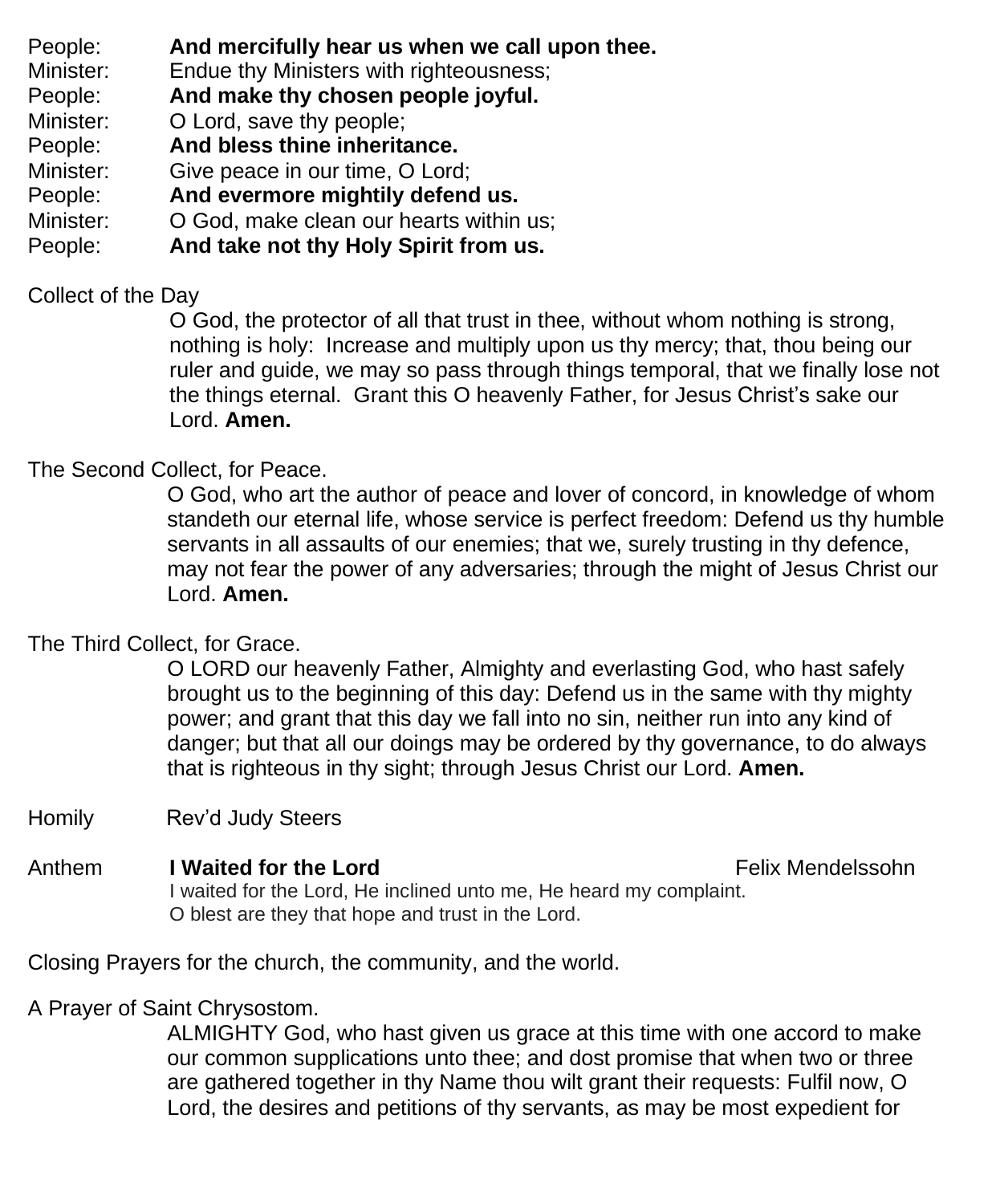People: **And mercifully hear us when we call upon thee.**
Minister: Endue thy Ministers with righteousness;
People: **And make thy chosen people joyful.**
Minister: O Lord, save thy people;
People: **And bless thine inheritance.**
Minister: Give peace in our time, O Lord;
People: **And evermore mightily defend us.**
Minister: O God, make clean our hearts within us;
People: **And take not thy Holy Spirit from us.**

Collect of the Day

O God, the protector of all that trust in thee, without whom nothing is strong, nothing is holy: Increase and multiply upon us thy mercy; that, thou being our ruler and guide, we may so pass through things temporal, that we finally lose not the things eternal. Grant this O heavenly Father, for Jesus Christ's sake our Lord. **Amen.**

The Second Collect, for Peace.

O God, who art the author of peace and lover of concord, in knowledge of whom standeth our eternal life, whose service is perfect freedom: Defend us thy humble servants in all assaults of our enemies; that we, surely trusting in thy defence, may not fear the power of any adversaries; through the might of Jesus Christ our Lord. **Amen.**

The Third Collect, for Grace.

O LORD our heavenly Father, Almighty and everlasting God, who hast safely brought us to the beginning of this day: Defend us in the same with thy mighty power; and grant that this day we fall into no sin, neither run into any kind of danger; but that all our doings may be ordered by thy governance, to do always that is righteous in thy sight; through Jesus Christ our Lord. **Amen.**

Homily Rev'd Judy Steers

Anthem **I Waited for the Lord** Felix Mendelssohn

I waited for the Lord, He inclined unto me, He heard my complaint.
O blest are they that hope and trust in the Lord.

Closing Prayers for the church, the community, and the world.

A Prayer of Saint Chrysostom.

ALMIGHTY God, who hast given us grace at this time with one accord to make our common supplications unto thee; and dost promise that when two or three are gathered together in thy Name thou wilt grant their requests: Fulfil now, O Lord, the desires and petitions of thy servants, as may be most expedient for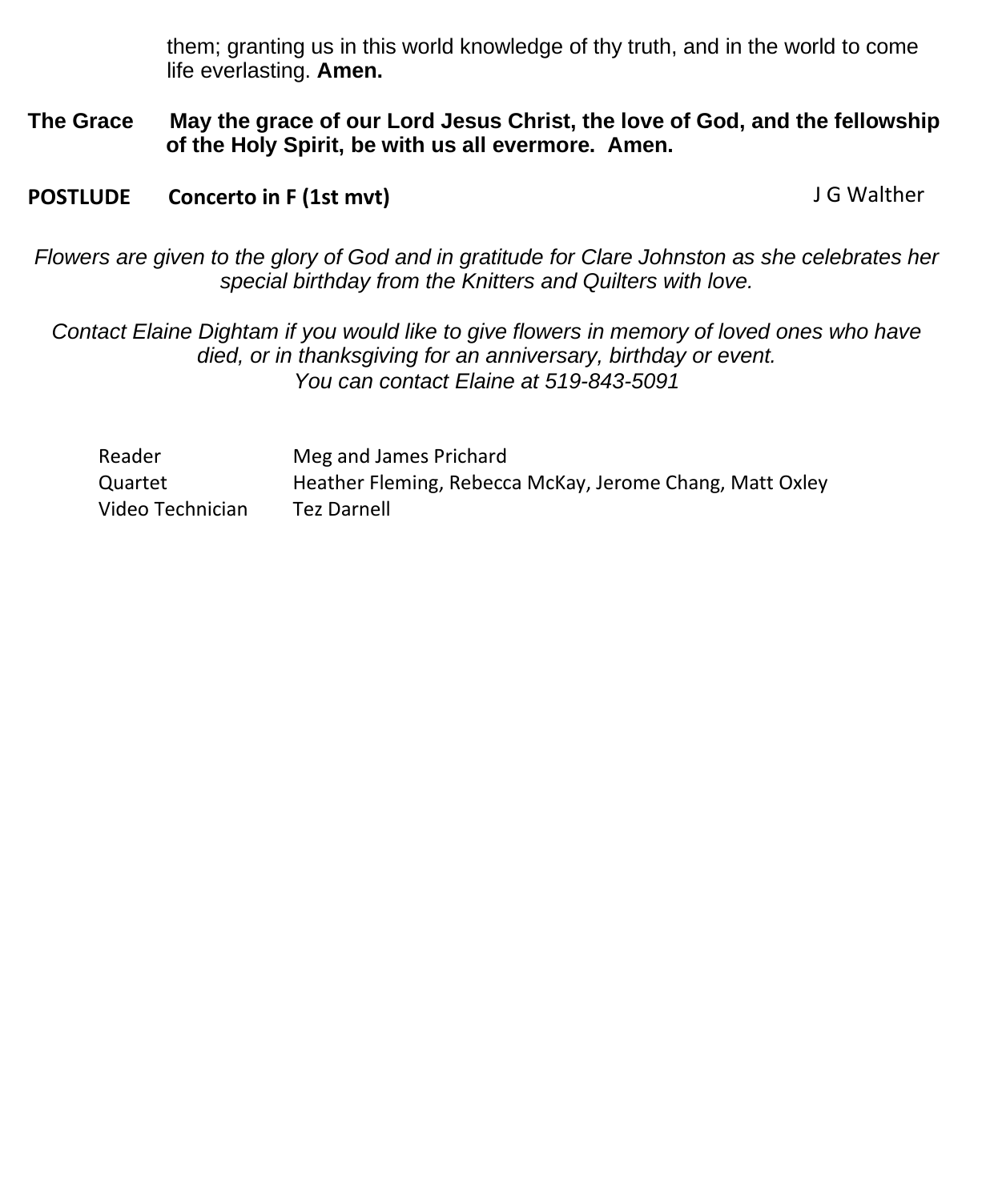them; granting us in this world knowledge of thy truth, and in the world to come life everlasting. **Amen.**

**The Grace** **May the grace of our Lord Jesus Christ, the love of God, and the fellowship of the Holy Spirit, be with us all evermore. Amen.**

**POSTLUDE** **Concerto in F (1st mvt)** J G Walther

*Flowers are given to the glory of God and in gratitude for Clare Johnston as she celebrates her special birthday from the Knitters and Quilters with love.*

*Contact Elaine Dightam if you would like to give flowers in memory of loved ones who have died, or in thanksgiving for an anniversary, birthday or event.*
*You can contact Elaine at 519-843-5091*

| | |
|---|---|
| Reader | Meg and James Prichard |
| Quartet | Heather Fleming, Rebecca McKay, Jerome Chang, Matt Oxley |
| Video Technician | Tez Darnell |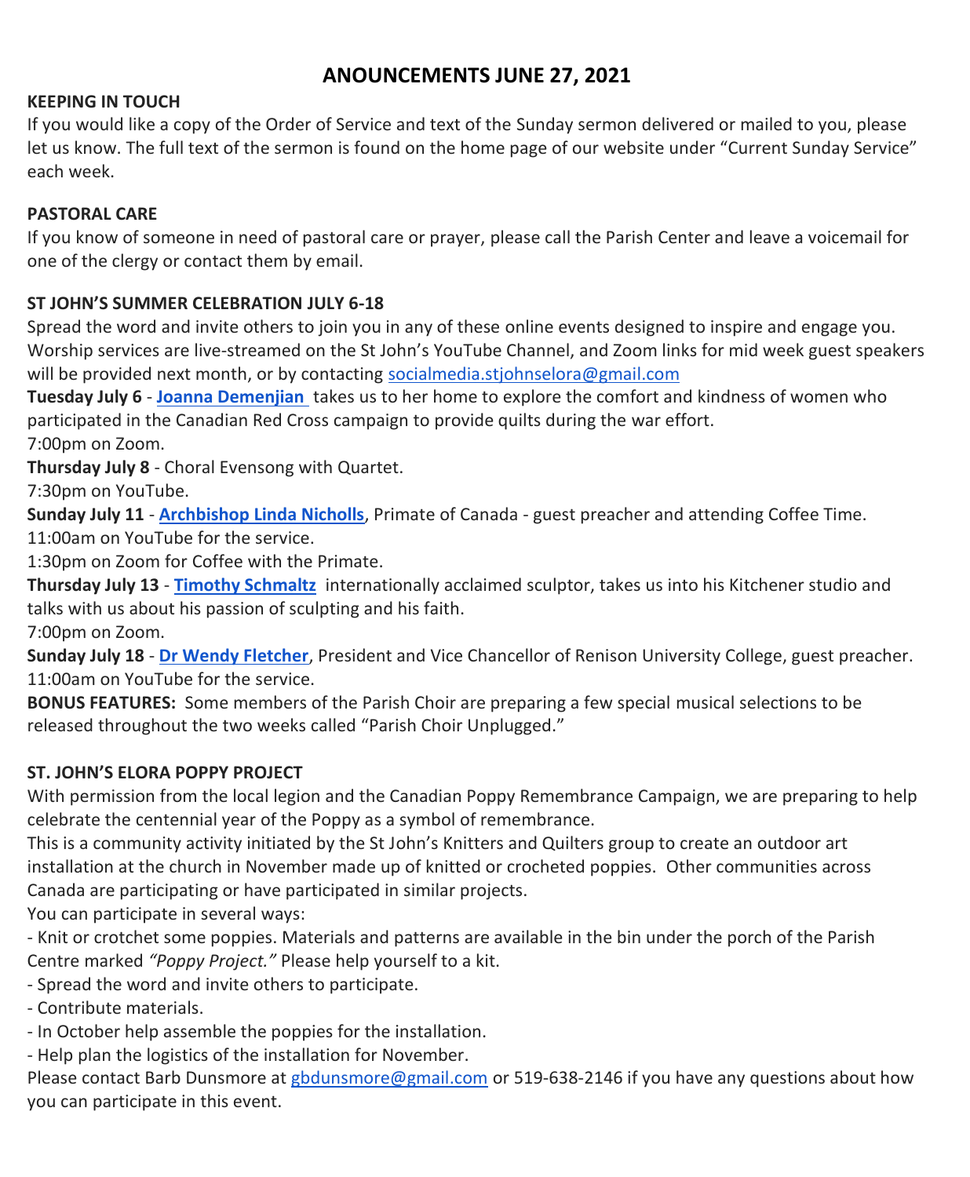# ANOUNCEMENTS JUNE 27, 2021

**KEEPING IN TOUCH**

If you would like a copy of the Order of Service and text of the Sunday sermon delivered or mailed to you, please let us know. The full text of the sermon is found on the home page of our website under "Current Sunday Service" each week.

**PASTORAL CARE**

If you know of someone in need of pastoral care or prayer, please call the Parish Center and leave a voicemail for one of the clergy or contact them by email.

**ST JOHN'S SUMMER CELEBRATION JULY 6-18**

Spread the word and invite others to join you in any of these online events designed to inspire and engage you. Worship services are live-streamed on the St John's YouTube Channel, and Zoom links for mid week guest speakers will be provided next month, or by contacting socialmedia.stjohnselora@gmail.com

**Tuesday July 6** - **Joanna Demenjian** takes us to her home to explore the comfort and kindness of women who participated in the Canadian Red Cross campaign to provide quilts during the war effort.
7:00pm on Zoom.

**Thursday July 8** - Choral Evensong with Quartet.
7:30pm on YouTube.

**Sunday July 11** - **Archbishop Linda Nicholls**, Primate of Canada - guest preacher and attending Coffee Time.
11:00am on YouTube for the service.
1:30pm on Zoom for Coffee with the Primate.

**Thursday July 13** - **Timothy Schmaltz** internationally acclaimed sculptor, takes us into his Kitchener studio and talks with us about his passion of sculpting and his faith.
7:00pm on Zoom.

**Sunday July 18** - **Dr Wendy Fletcher**, President and Vice Chancellor of Renison University College, guest preacher.
11:00am on YouTube for the service.

**BONUS FEATURES:** Some members of the Parish Choir are preparing a few special musical selections to be released throughout the two weeks called "Parish Choir Unplugged."

**ST. JOHN'S ELORA POPPY PROJECT**

With permission from the local legion and the Canadian Poppy Remembrance Campaign, we are preparing to help celebrate the centennial year of the Poppy as a symbol of remembrance.

This is a community activity initiated by the St John's Knitters and Quilters group to create an outdoor art installation at the church in November made up of knitted or crocheted poppies. Other communities across Canada are participating or have participated in similar projects.

You can participate in several ways:

- Knit or crotchet some poppies. Materials and patterns are available in the bin under the porch of the Parish Centre marked *"Poppy Project."* Please help yourself to a kit.
- Spread the word and invite others to participate.
- Contribute materials.
- In October help assemble the poppies for the installation.
- Help plan the logistics of the installation for November.

Please contact Barb Dunsmore at gbdunsmore@gmail.com or 519-638-2146 if you have any questions about how you can participate in this event.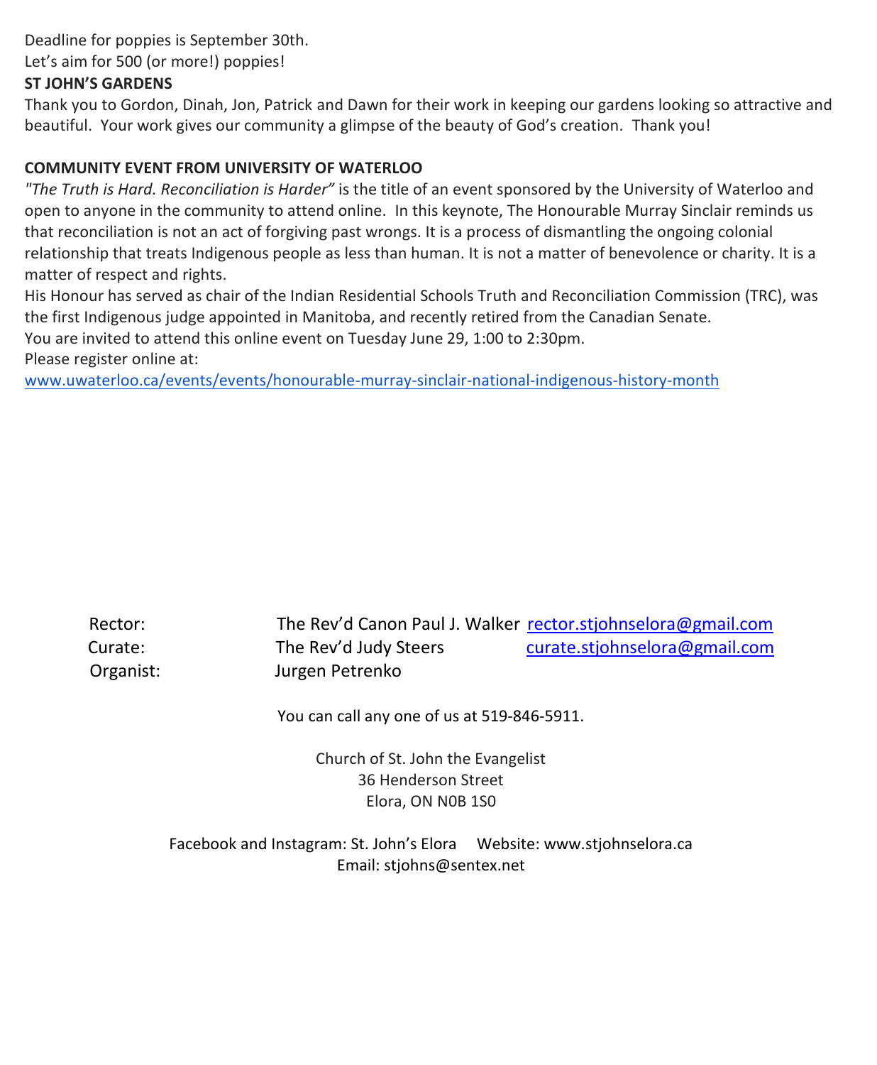Deadline for poppies is September 30th.
Let's aim for 500 (or more!) poppies!

**ST JOHN'S GARDENS**

Thank you to Gordon, Dinah, Jon, Patrick and Dawn for their work in keeping our gardens looking so attractive and beautiful. Your work gives our community a glimpse of the beauty of God's creation. Thank you!

**COMMUNITY EVENT FROM UNIVERSITY OF WATERLOO**

*"The Truth is Hard. Reconciliation is Harder"* is the title of an event sponsored by the University of Waterloo and open to anyone in the community to attend online. In this keynote, The Honourable Murray Sinclair reminds us that reconciliation is not an act of forgiving past wrongs. It is a process of dismantling the ongoing colonial relationship that treats Indigenous people as less than human. It is not a matter of benevolence or charity. It is a matter of respect and rights.

His Honour has served as chair of the Indian Residential Schools Truth and Reconciliation Commission (TRC), was the first Indigenous judge appointed in Manitoba, and recently retired from the Canadian Senate.

You are invited to attend this online event on Tuesday June 29, 1:00 to 2:30pm.

Please register online at:
www.uwaterloo.ca/events/events/honourable-murray-sinclair-national-indigenous-history-month

| | | |
|---|---|---|
| Rector: | The Rev'd Canon Paul J. Walker | rector.stjohnselora@gmail.com |
| Curate: | The Rev'd Judy Steers | curate.stjohnselora@gmail.com |
| Organist: | Jurgen Petrenko | |

You can call any one of us at 519-846-5911.

Church of St. John the Evangelist
36 Henderson Street
Elora, ON N0B 1S0

Facebook and Instagram: St. John's Elora Website: www.stjohnselora.ca
Email: stjohns@sentex.net